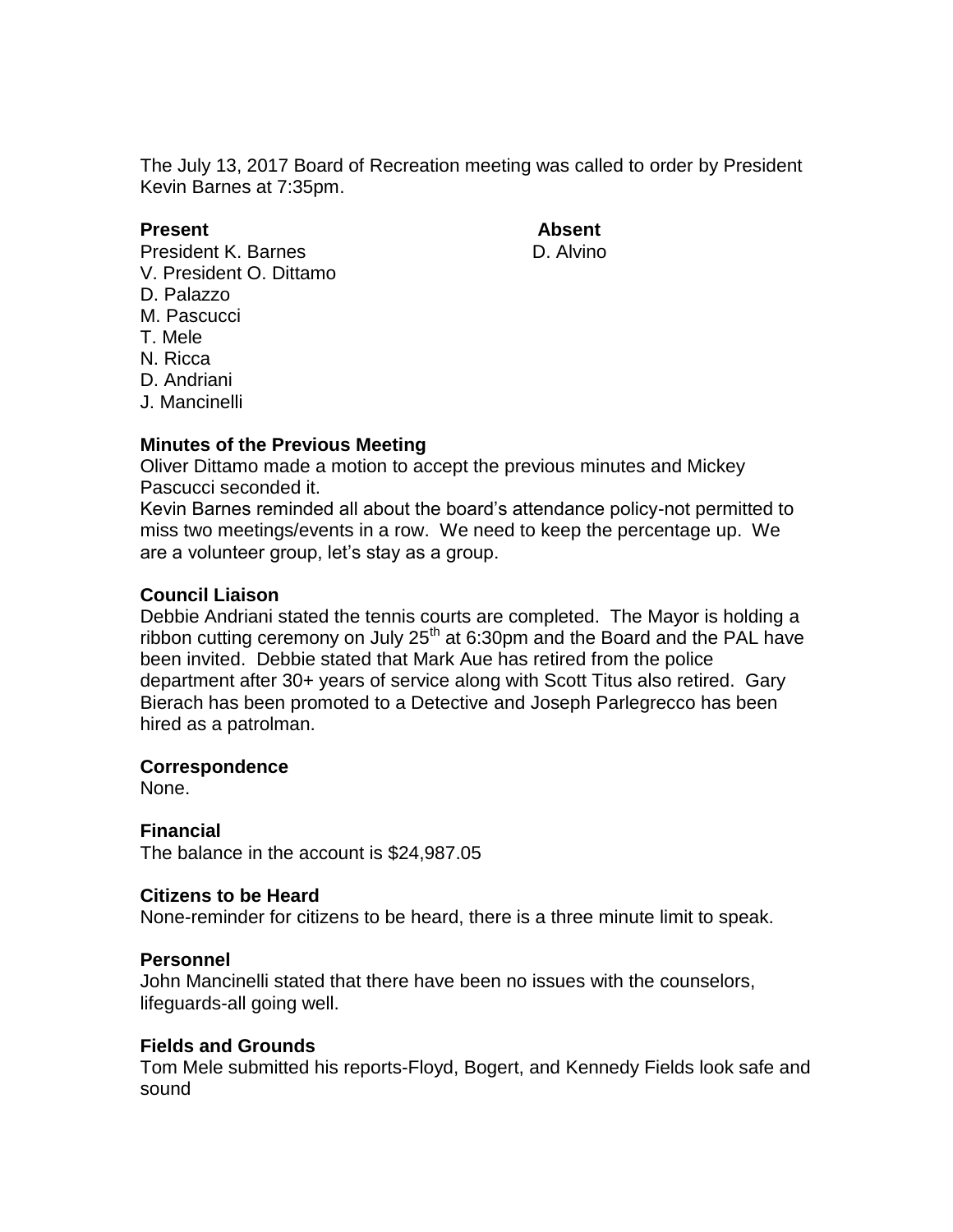The July 13, 2017 Board of Recreation meeting was called to order by President Kevin Barnes at 7:35pm.

| Present | Absent |
| --- | --- |
| President K. Barnes | D. Alvino |
| V. President O. Dittamo | |
| D. Palazzo | |
| M. Pascucci | |
| T. Mele | |
| N. Ricca | |
| D. Andriani | |
| J. Mancinelli | |

**Minutes of the Previous Meeting**

Oliver Dittamo made a motion to accept the previous minutes and Mickey Pascucci seconded it.

Kevin Barnes reminded all about the board's attendance policy-not permitted to miss two meetings/events in a row. We need to keep the percentage up. We are a volunteer group, let's stay as a group.

**Council Liaison**

Debbie Andriani stated the tennis courts are completed. The Mayor is holding a ribbon cutting ceremony on July 25th at 6:30pm and the Board and the PAL have been invited. Debbie stated that Mark Aue has retired from the police department after 30+ years of service along with Scott Titus also retired. Gary Bierach has been promoted to a Detective and Joseph Parlegrecco has been hired as a patrolman.

**Correspondence**

None.

**Financial**

The balance in the account is $24,987.05

**Citizens to be Heard**

None-reminder for citizens to be heard, there is a three minute limit to speak.

**Personnel**

John Mancinelli stated that there have been no issues with the counselors, lifeguards-all going well.

**Fields and Grounds**

Tom Mele submitted his reports-Floyd, Bogert, and Kennedy Fields look safe and sound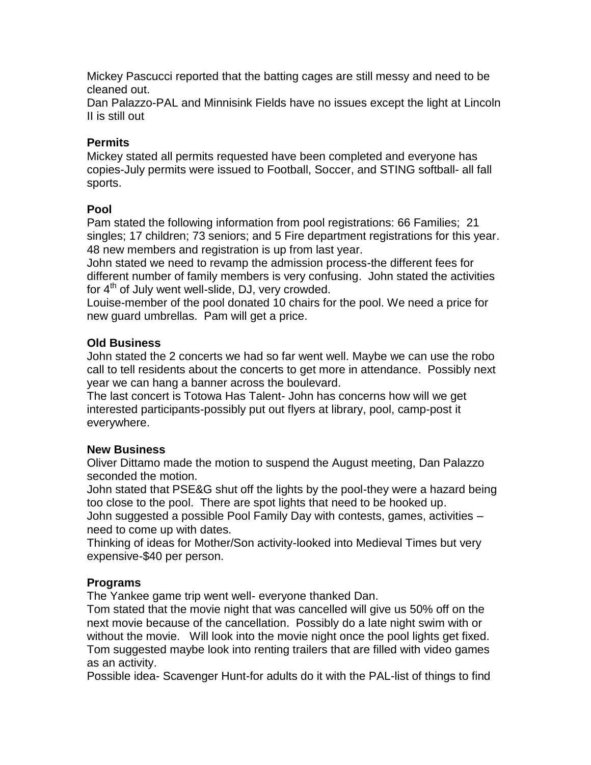Mickey Pascucci reported that the batting cages are still messy and need to be cleaned out.
Dan Palazzo-PAL and Minnisink Fields have no issues except the light at Lincoln II is still out

### Permits

Mickey stated all permits requested have been completed and everyone has copies-July permits were issued to Football, Soccer, and STING softball- all fall sports.

### Pool

Pam stated the following information from pool registrations: 66 Families; 21 singles; 17 children; 73 seniors; and 5 Fire department registrations for this year. 48 new members and registration is up from last year.
John stated we need to revamp the admission process-the different fees for different number of family members is very confusing. John stated the activities for 4th of July went well-slide, DJ, very crowded.
Louise-member of the pool donated 10 chairs for the pool. We need a price for new guard umbrellas. Pam will get a price.

### Old Business

John stated the 2 concerts we had so far went well. Maybe we can use the robo call to tell residents about the concerts to get more in attendance. Possibly next year we can hang a banner across the boulevard.
The last concert is Totowa Has Talent- John has concerns how will we get interested participants-possibly put out flyers at library, pool, camp-post it everywhere.

### New Business

Oliver Dittamo made the motion to suspend the August meeting, Dan Palazzo seconded the motion.
John stated that PSE&G shut off the lights by the pool-they were a hazard being too close to the pool. There are spot lights that need to be hooked up.
John suggested a possible Pool Family Day with contests, games, activities – need to come up with dates.
Thinking of ideas for Mother/Son activity-looked into Medieval Times but very expensive-$40 per person.

### Programs

The Yankee game trip went well- everyone thanked Dan.
Tom stated that the movie night that was cancelled will give us 50% off on the next movie because of the cancellation. Possibly do a late night swim with or without the movie. Will look into the movie night once the pool lights get fixed.
Tom suggested maybe look into renting trailers that are filled with video games as an activity.
Possible idea- Scavenger Hunt-for adults do it with the PAL-list of things to find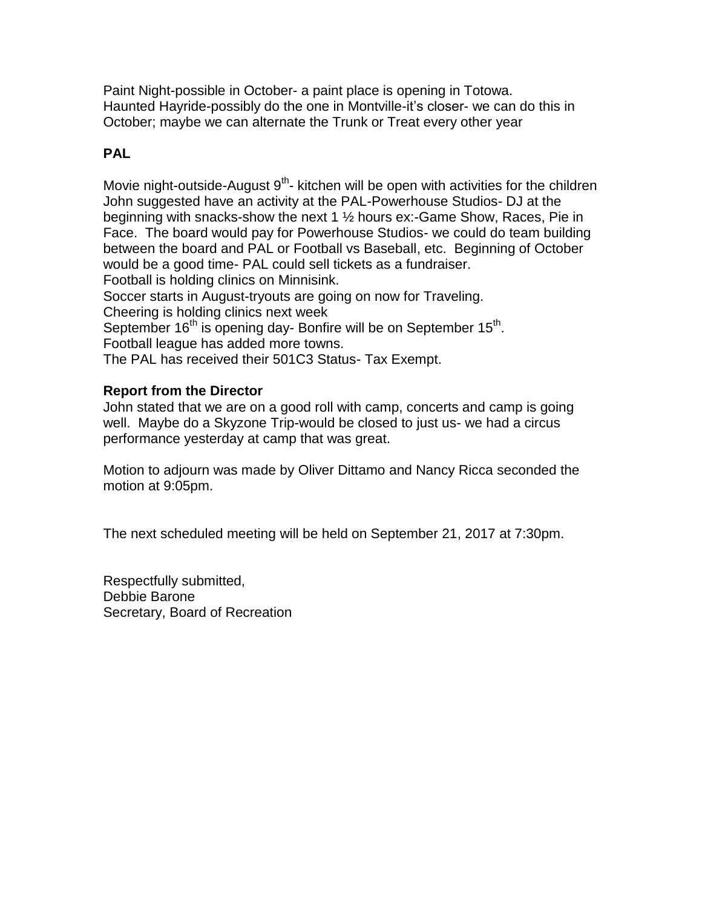Paint Night-possible in October- a paint place is opening in Totowa.
Haunted Hayride-possibly do the one in Montville-it's closer- we can do this in October; maybe we can alternate the Trunk or Treat every other year

**PAL**

Movie night-outside-August 9th- kitchen will be open with activities for the children
John suggested have an activity at the PAL-Powerhouse Studios- DJ at the beginning with snacks-show the next 1 ½ hours ex:-Game Show, Races, Pie in Face. The board would pay for Powerhouse Studios- we could do team building between the board and PAL or Football vs Baseball, etc. Beginning of October would be a good time- PAL could sell tickets as a fundraiser.
Football is holding clinics on Minnisink.
Soccer starts in August-tryouts are going on now for Traveling.
Cheering is holding clinics next week
September 16th is opening day- Bonfire will be on September 15th.
Football league has added more towns.
The PAL has received their 501C3 Status- Tax Exempt.

**Report from the Director**
John stated that we are on a good roll with camp, concerts and camp is going well. Maybe do a Skyzone Trip-would be closed to just us- we had a circus performance yesterday at camp that was great.

Motion to adjourn was made by Oliver Dittamo and Nancy Ricca seconded the motion at 9:05pm.

The next scheduled meeting will be held on September 21, 2017 at 7:30pm.

Respectfully submitted,
Debbie Barone
Secretary, Board of Recreation